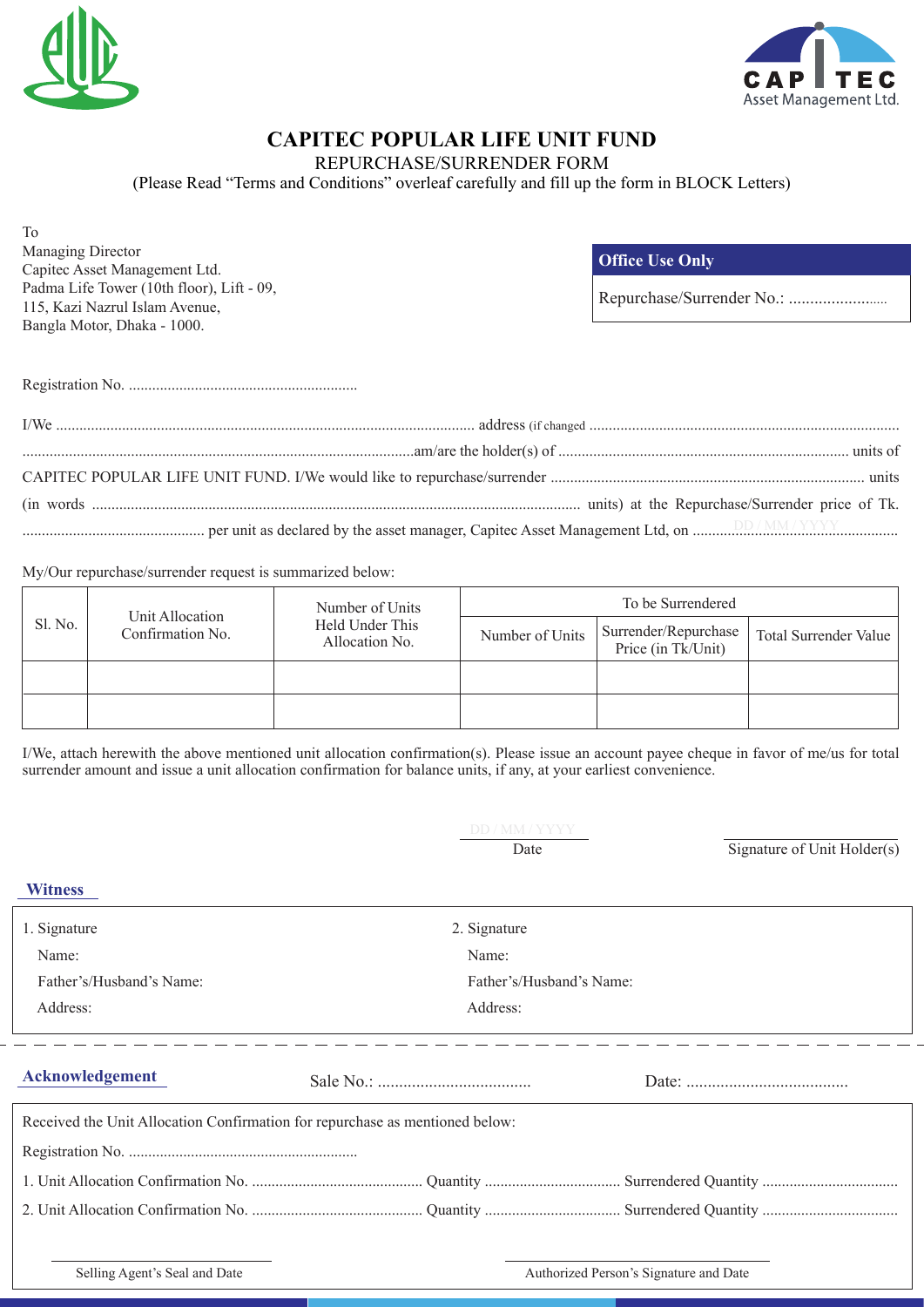CAPITEC Asset Management Ltd.

# CAPITEC POPULAR LIFE UNIT FUND

## REPURCHASE/SURRENDER FORM

(Please Read "Terms and Conditions" overleaf carefully and fill up the form in BLOCK Letters)

To
Managing Director
Capitec Asset Management Ltd.
Padma Life Tower (10th floor), Lift - 09,
115, Kazi Nazrul Islam Avenue,
Bangla Motor, Dhaka - 1000.

**Office Use Only**

Repurchase/Surrender No.: ........................

Registration No. ..........................................................

I/We .......................................................................................................... address (if changed ..............................................................................
.....................................................................................................am/are the holder(s) of ......................................................................... units of
CAPITEC POPULAR LIFE UNIT FUND. I/We would like to repurchase/surrender ................................................................................ units
(in words ............................................................................................................................. units) at the Repurchase/Surrender price of Tk.
............................................... per unit as declared by the asset manager, Capitec Asset Management Ltd, on DD / MM / YYYY ....................................................

My/Our repurchase/surrender request is summarized below:

| Sl. No. | Unit Allocation Confirmation No. | Number of Units Held Under This Allocation No. | To be Surrendered | | |
|---|---|---|---|---|---|
| | | | Number of Units | Surrender/Repurchase Price (in Tk/Unit) | Total Surrender Value |
| | | | | | |
| | | | | | |

I/We, attach herewith the above mentioned unit allocation confirmation(s). Please issue an account payee cheque in favor of me/us for total surrender amount and issue a unit allocation confirmation for balance units, if any, at your earliest convenience.

DD / MM / YYYY
Date

Signature of Unit Holder(s)

**Witness**

1. Signature
   Name:
   Father's/Husband's Name:
   Address:

2. Signature
   Name:
   Father's/Husband's Name:
   Address:

---

**Acknowledgement** Sale No.: .................................... Date: ......................................

Received the Unit Allocation Confirmation for repurchase as mentioned below:

Registration No. ..........................................................

1. Unit Allocation Confirmation No. ........................................... Quantity .................................. Surrendered Quantity ..................................
2. Unit Allocation Confirmation No. ........................................... Quantity .................................. Surrendered Quantity ..................................

Selling Agent's Seal and Date

Authorized Person's Signature and Date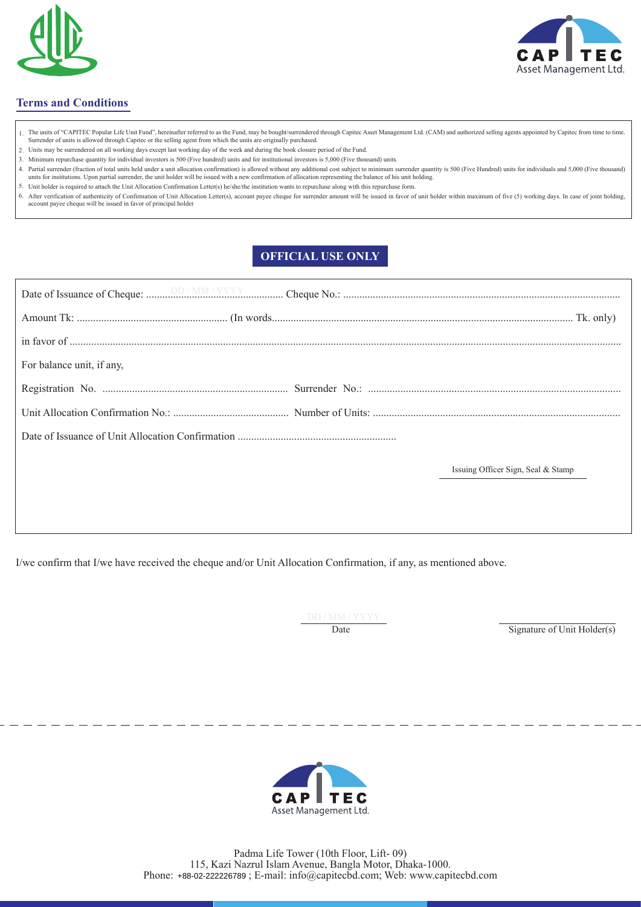## Terms and Conditions

1. The units of "CAPITEC Popular Life Unit Fund", hereinafter referred to as the Fund, may be bought/surrendered through Capitec Asset Management Ltd. (CAM) and authorized selling agents appointed by Capitec from time to time. Surrender of units is allowed through Capitec or the selling agent from which the units are originally purchased.
2. Units may be surrendered on all working days except last working day of the week and during the book closure period of the Fund.
3. Minimum repurchase quantity for individual investors is 500 (Five hundred) units and for institutional investors is 5,000 (Five thousand) units.
4. Partial surrender (fraction of total units held under a unit allocation confirmation) is allowed without any additional cost subject to minimum surrender quantity is 500 (Five Hundred) units for individuals and 5,000 (Five thousand) units for institutions. Upon partial surrender, the unit holder will be issued with a new confirmation of allocation representing the balance of his unit holding.
5. Unit holder is required to attach the Unit Allocation Confirmation Letter(s) he/she/the institution wants to repurchase along with this repurchase form.
6. After verification of authenticity of Confirmation of Unit Allocation Letter(s), account payee cheque for surrender amount will be issued in favor of unit holder within maximum of five (5) working days. In case of joint holding, account payee cheque will be issued in favor of principal holder

## OFFICIAL USE ONLY

Date of Issuance of Cheque: DD / MM / YYYY Cheque No.: ..........

Amount Tk: .......... (In words.......... Tk. only)

in favor of ..........

For balance unit, if any,

Registration No. .......... Surrender No.: ..........

Unit Allocation Confirmation No.: .......... Number of Units: ..........

Date of Issuance of Unit Allocation Confirmation ..........

Issuing Officer Sign, Seal & Stamp

I/we confirm that I/we have received the cheque and/or Unit Allocation Confirmation, if any, as mentioned above.

DD / MM / YYYY
Date

Signature of Unit Holder(s)

CAPITEC Asset Management Ltd.

Padma Life Tower (10th Floor, Lift- 09)
115, Kazi Nazrul Islam Avenue, Bangla Motor, Dhaka-1000.
Phone: +88-02-222226789 ; E-mail: info@capitecbd.com; Web: www.capitecbd.com